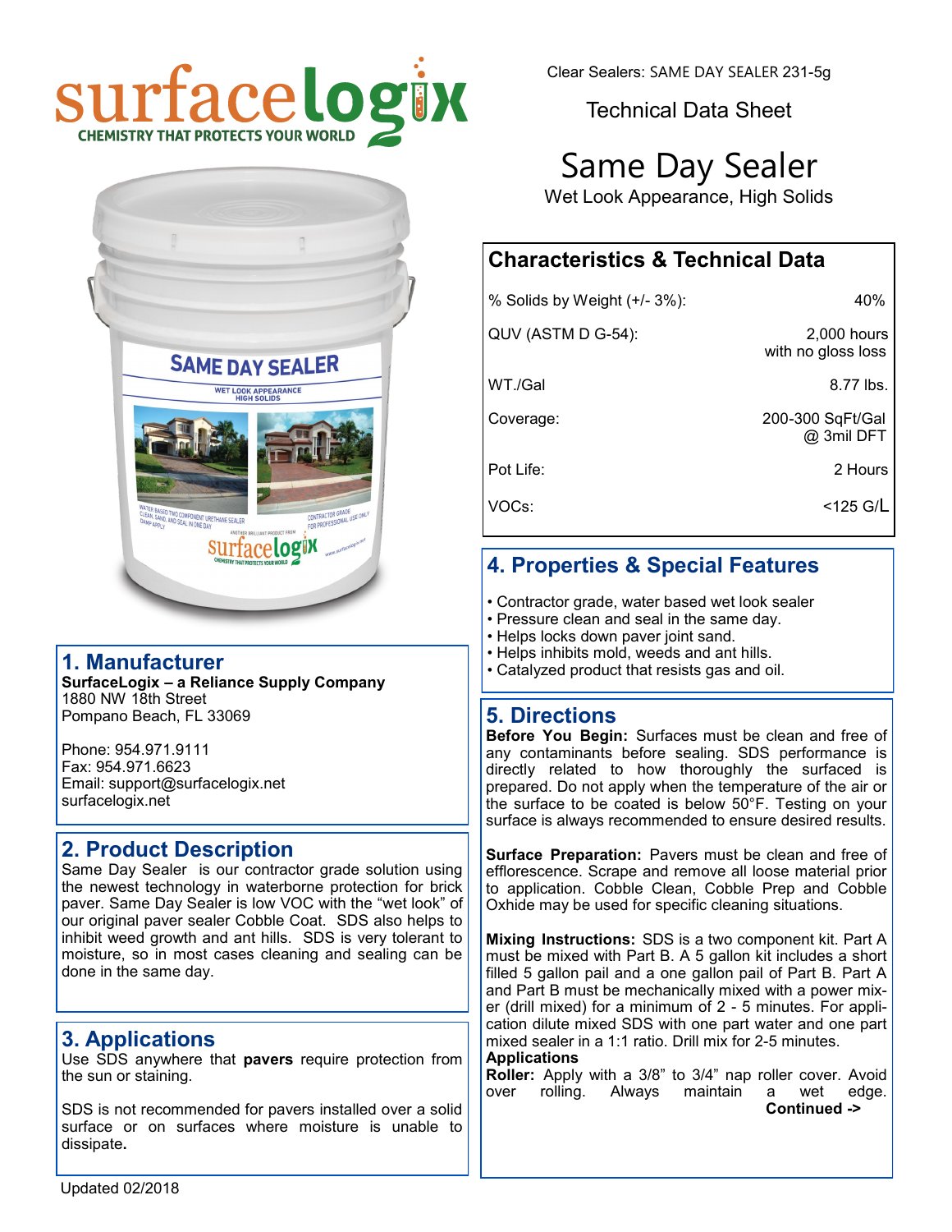Clear Sealers: SAME DAY SEALER 231-5g

Technical Data Sheet

# Same Day Sealer

Wet Look Appearance, High Solids

## Characteristics & Technical Data

| | |
|---|---|
| % Solids by Weight (+/- 3%): | 40% |
| QUV (ASTM D G-54): | 2,000 hours with no gloss loss |
| WT./Gal | 8.77 lbs. |
| Coverage: | 200-300 SqFt/Gal @ 3mil DFT |
| Pot Life: | 2 Hours |
| VOCs: | <125 G/L |

## 1. Manufacturer

**SurfaceLogix – a Reliance Supply Company**
1880 NW 18th Street
Pompano Beach, FL 33069

Phone: 954.971.9111
Fax: 954.971.6623
Email: support@surfacelogix.net
surfacelogix.net

## 2. Product Description

Same Day Sealer is our contractor grade solution using the newest technology in waterborne protection for brick paver. Same Day Sealer is low VOC with the "wet look" of our original paver sealer Cobble Coat. SDS also helps to inhibit weed growth and ant hills. SDS is very tolerant to moisture, so in most cases cleaning and sealing can be done in the same day.

## 3. Applications

Use SDS anywhere that **pavers** require protection from the sun or staining.

SDS is not recommended for pavers installed over a solid surface or on surfaces where moisture is unable to dissipate**.**

## 4. Properties & Special Features

- Contractor grade, water based wet look sealer
- Pressure clean and seal in the same day.
- Helps locks down paver joint sand.
- Helps inhibits mold, weeds and ant hills.
- Catalyzed product that resists gas and oil.

## 5. Directions

**Before You Begin:** Surfaces must be clean and free of any contaminants before sealing. SDS performance is directly related to how thoroughly the surfaced is prepared. Do not apply when the temperature of the air or the surface to be coated is below 50°F. Testing on your surface is always recommended to ensure desired results.

**Surface Preparation:** Pavers must be clean and free of efflorescence. Scrape and remove all loose material prior to application. Cobble Clean, Cobble Prep and Cobble Oxhide may be used for specific cleaning situations.

**Mixing Instructions:** SDS is a two component kit. Part A must be mixed with Part B. A 5 gallon kit includes a short filled 5 gallon pail and a one gallon pail of Part B. Part A and Part B must be mechanically mixed with a power mixer (drill mixed) for a minimum of 2 - 5 minutes. For application dilute mixed SDS with one part water and one part mixed sealer in a 1:1 ratio. Drill mix for 2-5 minutes.

**Applications**

**Roller:** Apply with a 3/8" to 3/4" nap roller cover. Avoid over rolling. Always maintain a wet edge.

**Continued ->**

Updated 02/2018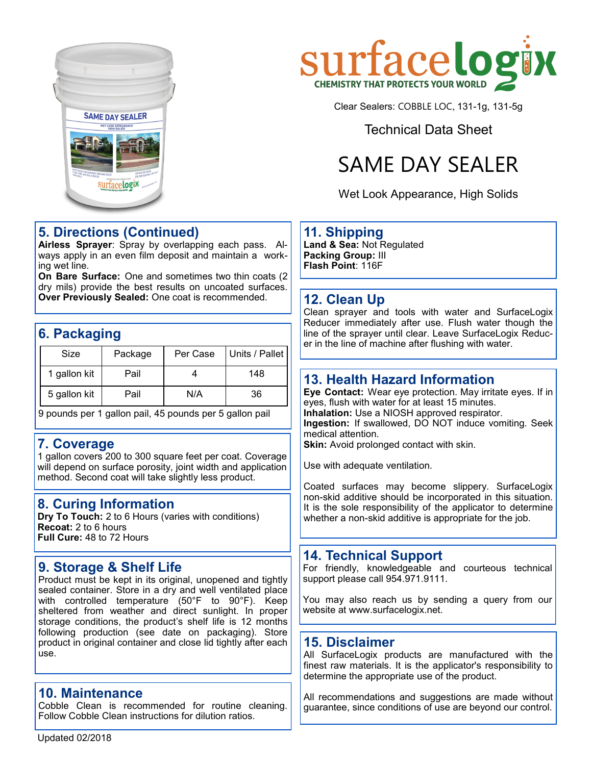surfacelogix

CHEMISTRY THAT PROTECTS YOUR WORLD

Clear Sealers: COBBLE LOC, 131-1g, 131-5g

Technical Data Sheet

# SAME DAY SEALER

Wet Look Appearance, High Solids

## 5. Directions (Continued)

**Airless Sprayer**: Spray by overlapping each pass. Always apply in an even film deposit and maintain a working wet line.

**On Bare Surface:** One and sometimes two thin coats (2 dry mils) provide the best results on uncoated surfaces.

**Over Previously Sealed:** One coat is recommended.

## 6. Packaging

| Size | Package | Per Case | Units / Pallet |
|---|---|---|---|
| 1 gallon kit | Pail | 4 | 148 |
| 5 gallon kit | Pail | N/A | 36 |

9 pounds per 1 gallon pail, 45 pounds per 5 gallon pail

## 7. Coverage

1 gallon covers 200 to 300 square feet per coat. Coverage will depend on surface porosity, joint width and application method. Second coat will take slightly less product.

## 8. Curing Information

**Dry To Touch:** 2 to 6 Hours (varies with conditions)

**Recoat:** 2 to 6 hours

**Full Cure:** 48 to 72 Hours

## 9. Storage & Shelf Life

Product must be kept in its original, unopened and tightly sealed container. Store in a dry and well ventilated place with controlled temperature (50°F to 90°F). Keep sheltered from weather and direct sunlight. In proper storage conditions, the product's shelf life is 12 months following production (see date on packaging). Store product in original container and close lid tightly after each use.

## 10. Maintenance

Cobble Clean is recommended for routine cleaning. Follow Cobble Clean instructions for dilution ratios.

## 11. Shipping

**Land & Sea:** Not Regulated

**Packing Group:** III

**Flash Point**: 116F

## 12. Clean Up

Clean sprayer and tools with water and SurfaceLogix Reducer immediately after use. Flush water though the line of the sprayer until clear. Leave SurfaceLogix Reducer in the line of machine after flushing with water.

## 13. Health Hazard Information

**Eye Contact:** Wear eye protection. May irritate eyes. If in eyes, flush with water for at least 15 minutes.

**Inhalation:** Use a NIOSH approved respirator.

**Ingestion:** If swallowed, DO NOT induce vomiting. Seek medical attention.

**Skin:** Avoid prolonged contact with skin.

Use with adequate ventilation.

Coated surfaces may become slippery. SurfaceLogix non-skid additive should be incorporated in this situation. It is the sole responsibility of the applicator to determine whether a non-skid additive is appropriate for the job.

## 14. Technical Support

For friendly, knowledgeable and courteous technical support please call 954.971.9111.

You may also reach us by sending a query from our website at www.surfacelogix.net.

## 15. Disclaimer

All SurfaceLogix products are manufactured with the finest raw materials. It is the applicator's responsibility to determine the appropriate use of the product.

All recommendations and suggestions are made without guarantee, since conditions of use are beyond our control.

Updated 02/2018